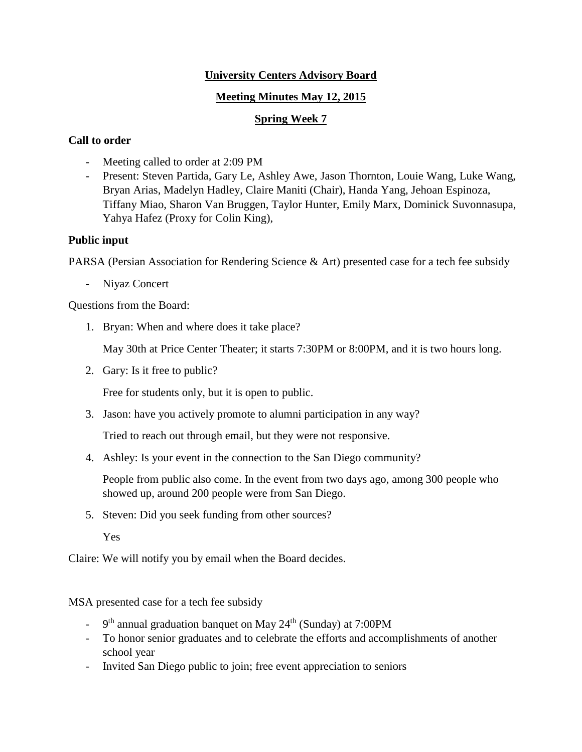**University Centers Advisory Board**

**Meeting Minutes May 12, 2015**

**Spring Week 7**

**Call to order**

- Meeting called to order at 2:09 PM
- Present: Steven Partida, Gary Le, Ashley Awe, Jason Thornton, Louie Wang, Luke Wang, Bryan Arias, Madelyn Hadley, Claire Maniti (Chair), Handa Yang, Jehoan Espinoza, Tiffany Miao, Sharon Van Bruggen, Taylor Hunter, Emily Marx, Dominick Suvonnasupa, Yahya Hafez (Proxy for Colin King),

**Public input**

PARSA (Persian Association for Rendering Science & Art) presented case for a tech fee subsidy

- Niyaz Concert

Questions from the Board:

1. Bryan: When and where does it take place?

   May 30th at Price Center Theater; it starts 7:30PM or 8:00PM, and it is two hours long.

2. Gary: Is it free to public?

   Free for students only, but it is open to public.

3. Jason: have you actively promote to alumni participation in any way?

   Tried to reach out through email, but they were not responsive.

4. Ashley: Is your event in the connection to the San Diego community?

   People from public also come. In the event from two days ago, among 300 people who showed up, around 200 people were from San Diego.

5. Steven: Did you seek funding from other sources?

   Yes

Claire: We will notify you by email when the Board decides.

MSA presented case for a tech fee subsidy

- 9th annual graduation banquet on May 24th (Sunday) at 7:00PM
- To honor senior graduates and to celebrate the efforts and accomplishments of another school year
- Invited San Diego public to join; free event appreciation to seniors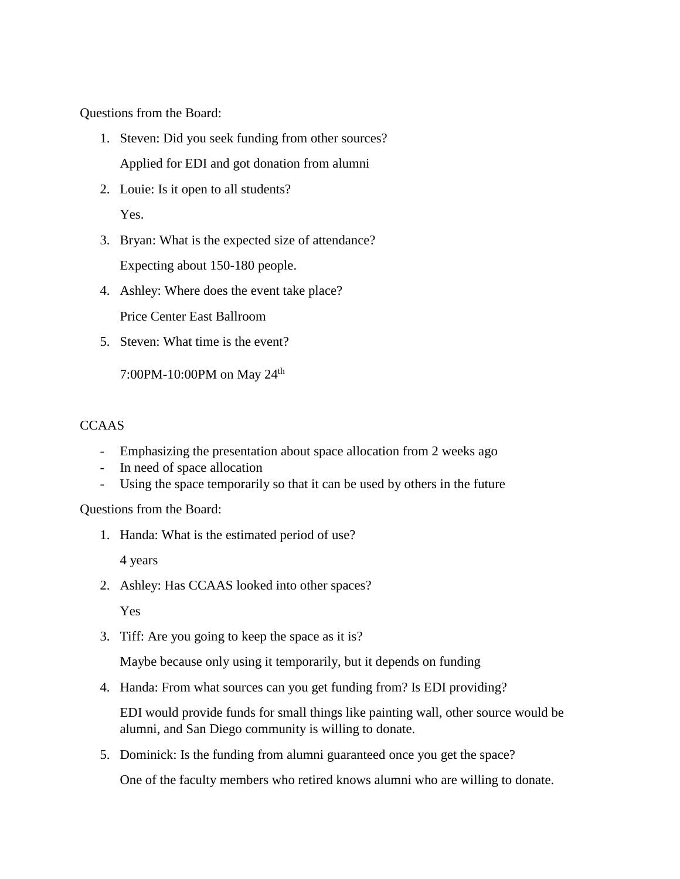Questions from the Board:

1. Steven: Did you seek funding from other sources?

   Applied for EDI and got donation from alumni

2. Louie: Is it open to all students?

   Yes.

3. Bryan: What is the expected size of attendance?

   Expecting about 150-180 people.

4. Ashley: Where does the event take place?

   Price Center East Ballroom

5. Steven: What time is the event?

   7:00PM-10:00PM on May 24th

CCAAS

- Emphasizing the presentation about space allocation from 2 weeks ago
- In need of space allocation
- Using the space temporarily so that it can be used by others in the future

Questions from the Board:

1. Handa: What is the estimated period of use?

   4 years

2. Ashley: Has CCAAS looked into other spaces?

   Yes

3. Tiff: Are you going to keep the space as it is?

   Maybe because only using it temporarily, but it depends on funding

4. Handa: From what sources can you get funding from? Is EDI providing?

   EDI would provide funds for small things like painting wall, other source would be alumni, and San Diego community is willing to donate.

5. Dominick: Is the funding from alumni guaranteed once you get the space?

   One of the faculty members who retired knows alumni who are willing to donate.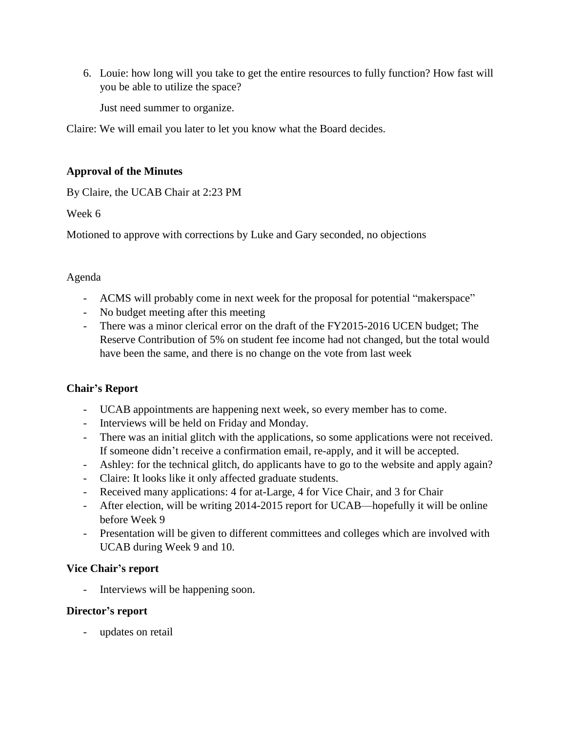6. Louie: how long will you take to get the entire resources to fully function? How fast will you be able to utilize the space?

   Just need summer to organize.

Claire: We will email you later to let you know what the Board decides.

**Approval of the Minutes**

By Claire, the UCAB Chair at 2:23 PM

Week 6

Motioned to approve with corrections by Luke and Gary seconded, no objections

Agenda

- ACMS will probably come in next week for the proposal for potential "makerspace"
- No budget meeting after this meeting
- There was a minor clerical error on the draft of the FY2015-2016 UCEN budget; The Reserve Contribution of 5% on student fee income had not changed, but the total would have been the same, and there is no change on the vote from last week

**Chair's Report**

- UCAB appointments are happening next week, so every member has to come.
- Interviews will be held on Friday and Monday.
- There was an initial glitch with the applications, so some applications were not received. If someone didn't receive a confirmation email, re-apply, and it will be accepted.
- Ashley: for the technical glitch, do applicants have to go to the website and apply again?
- Claire: It looks like it only affected graduate students.
- Received many applications: 4 for at-Large, 4 for Vice Chair, and 3 for Chair
- After election, will be writing 2014-2015 report for UCAB—hopefully it will be online before Week 9
- Presentation will be given to different committees and colleges which are involved with UCAB during Week 9 and 10.

**Vice Chair's report**

- Interviews will be happening soon.

**Director's report**

- updates on retail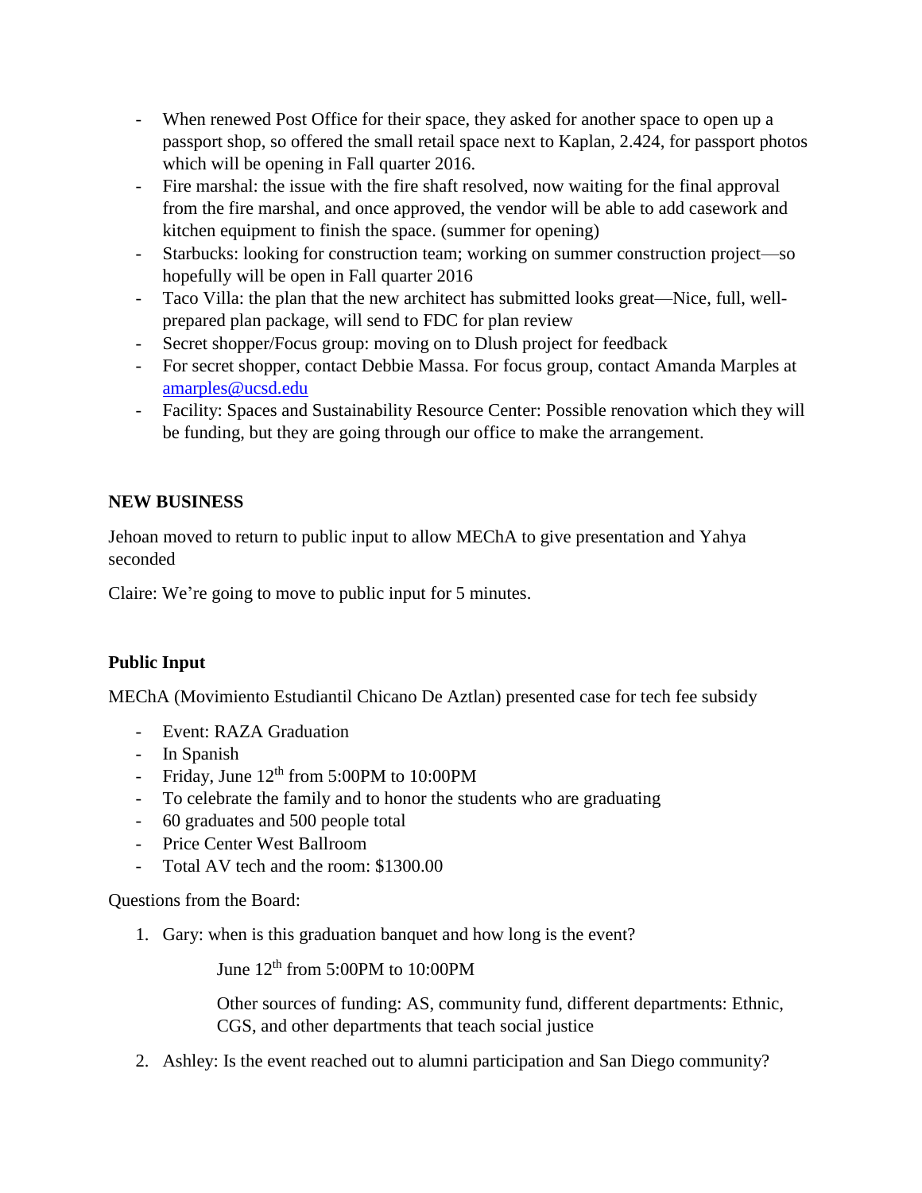- When renewed Post Office for their space, they asked for another space to open up a passport shop, so offered the small retail space next to Kaplan, 2.424, for passport photos which will be opening in Fall quarter 2016.
- Fire marshal: the issue with the fire shaft resolved, now waiting for the final approval from the fire marshal, and once approved, the vendor will be able to add casework and kitchen equipment to finish the space. (summer for opening)
- Starbucks: looking for construction team; working on summer construction project—so hopefully will be open in Fall quarter 2016
- Taco Villa: the plan that the new architect has submitted looks great—Nice, full, well-prepared plan package, will send to FDC for plan review
- Secret shopper/Focus group: moving on to Dlush project for feedback
- For secret shopper, contact Debbie Massa. For focus group, contact Amanda Marples at amarples@ucsd.edu
- Facility: Spaces and Sustainability Resource Center: Possible renovation which they will be funding, but they are going through our office to make the arrangement.

**NEW BUSINESS**

Jehoan moved to return to public input to allow MEChA to give presentation and Yahya seconded

Claire: We're going to move to public input for 5 minutes.

**Public Input**

MEChA (Movimiento Estudiantil Chicano De Aztlan) presented case for tech fee subsidy

- Event: RAZA Graduation
- In Spanish
- Friday, June 12th from 5:00PM to 10:00PM
- To celebrate the family and to honor the students who are graduating
- 60 graduates and 500 people total
- Price Center West Ballroom
- Total AV tech and the room: $1300.00

Questions from the Board:

1. Gary: when is this graduation banquet and how long is the event?

   June 12th from 5:00PM to 10:00PM

   Other sources of funding: AS, community fund, different departments: Ethnic, CGS, and other departments that teach social justice

2. Ashley: Is the event reached out to alumni participation and San Diego community?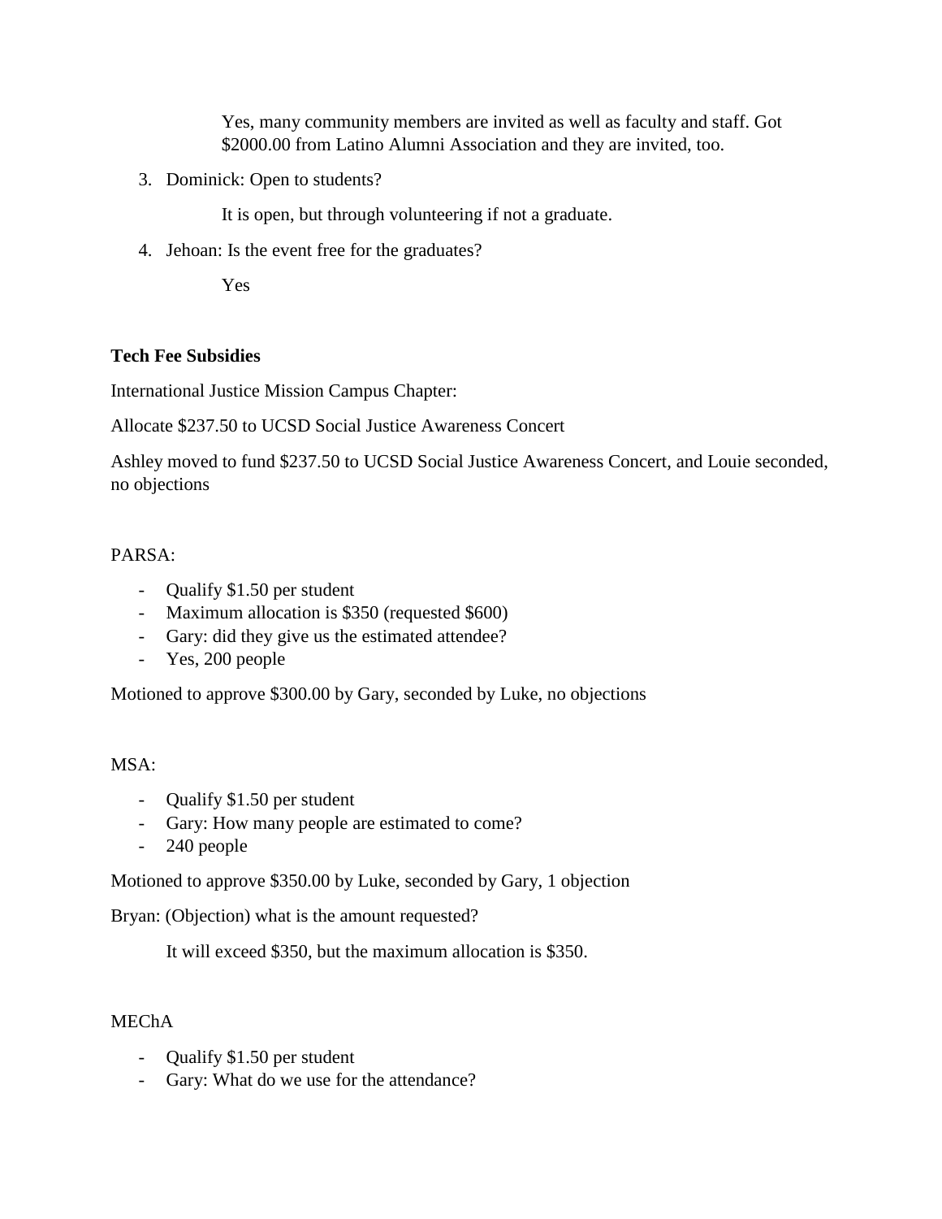Yes, many community members are invited as well as faculty and staff. Got $2000.00 from Latino Alumni Association and they are invited, too.

3. Dominick: Open to students?

   It is open, but through volunteering if not a graduate.

4. Jehoan: Is the event free for the graduates?

   Yes

**Tech Fee Subsidies**

International Justice Mission Campus Chapter:

Allocate $237.50 to UCSD Social Justice Awareness Concert

Ashley moved to fund $237.50 to UCSD Social Justice Awareness Concert, and Louie seconded, no objections

PARSA:

- Qualify $1.50 per student
- Maximum allocation is $350 (requested $600)
- Gary: did they give us the estimated attendee?
- Yes, 200 people

Motioned to approve $300.00 by Gary, seconded by Luke, no objections

MSA:

- Qualify $1.50 per student
- Gary: How many people are estimated to come?
- 240 people

Motioned to approve $350.00 by Luke, seconded by Gary, 1 objection

Bryan: (Objection) what is the amount requested?

It will exceed $350, but the maximum allocation is $350.

MEChA

- Qualify $1.50 per student
- Gary: What do we use for the attendance?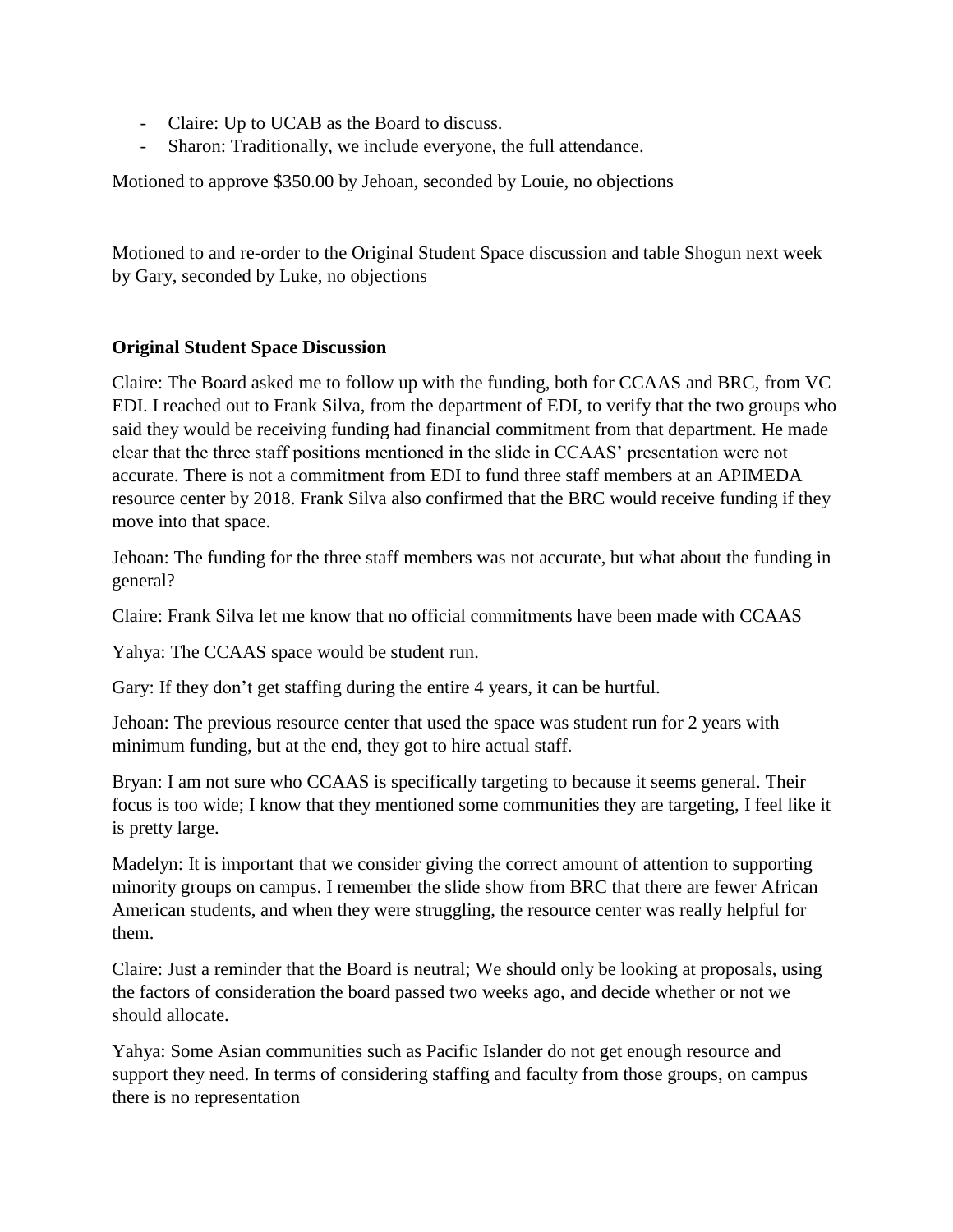- Claire: Up to UCAB as the Board to discuss.
- Sharon: Traditionally, we include everyone, the full attendance.

Motioned to approve $350.00 by Jehoan, seconded by Louie, no objections

Motioned to and re-order to the Original Student Space discussion and table Shogun next week by Gary, seconded by Luke, no objections

**Original Student Space Discussion**

Claire: The Board asked me to follow up with the funding, both for CCAAS and BRC, from VC EDI. I reached out to Frank Silva, from the department of EDI, to verify that the two groups who said they would be receiving funding had financial commitment from that department. He made clear that the three staff positions mentioned in the slide in CCAAS' presentation were not accurate. There is not a commitment from EDI to fund three staff members at an APIMEDA resource center by 2018. Frank Silva also confirmed that the BRC would receive funding if they move into that space.

Jehoan: The funding for the three staff members was not accurate, but what about the funding in general?

Claire: Frank Silva let me know that no official commitments have been made with CCAAS

Yahya: The CCAAS space would be student run.

Gary: If they don't get staffing during the entire 4 years, it can be hurtful.

Jehoan: The previous resource center that used the space was student run for 2 years with minimum funding, but at the end, they got to hire actual staff.

Bryan: I am not sure who CCAAS is specifically targeting to because it seems general. Their focus is too wide; I know that they mentioned some communities they are targeting, I feel like it is pretty large.

Madelyn: It is important that we consider giving the correct amount of attention to supporting minority groups on campus. I remember the slide show from BRC that there are fewer African American students, and when they were struggling, the resource center was really helpful for them.

Claire: Just a reminder that the Board is neutral; We should only be looking at proposals, using the factors of consideration the board passed two weeks ago, and decide whether or not we should allocate.

Yahya: Some Asian communities such as Pacific Islander do not get enough resource and support they need. In terms of considering staffing and faculty from those groups, on campus there is no representation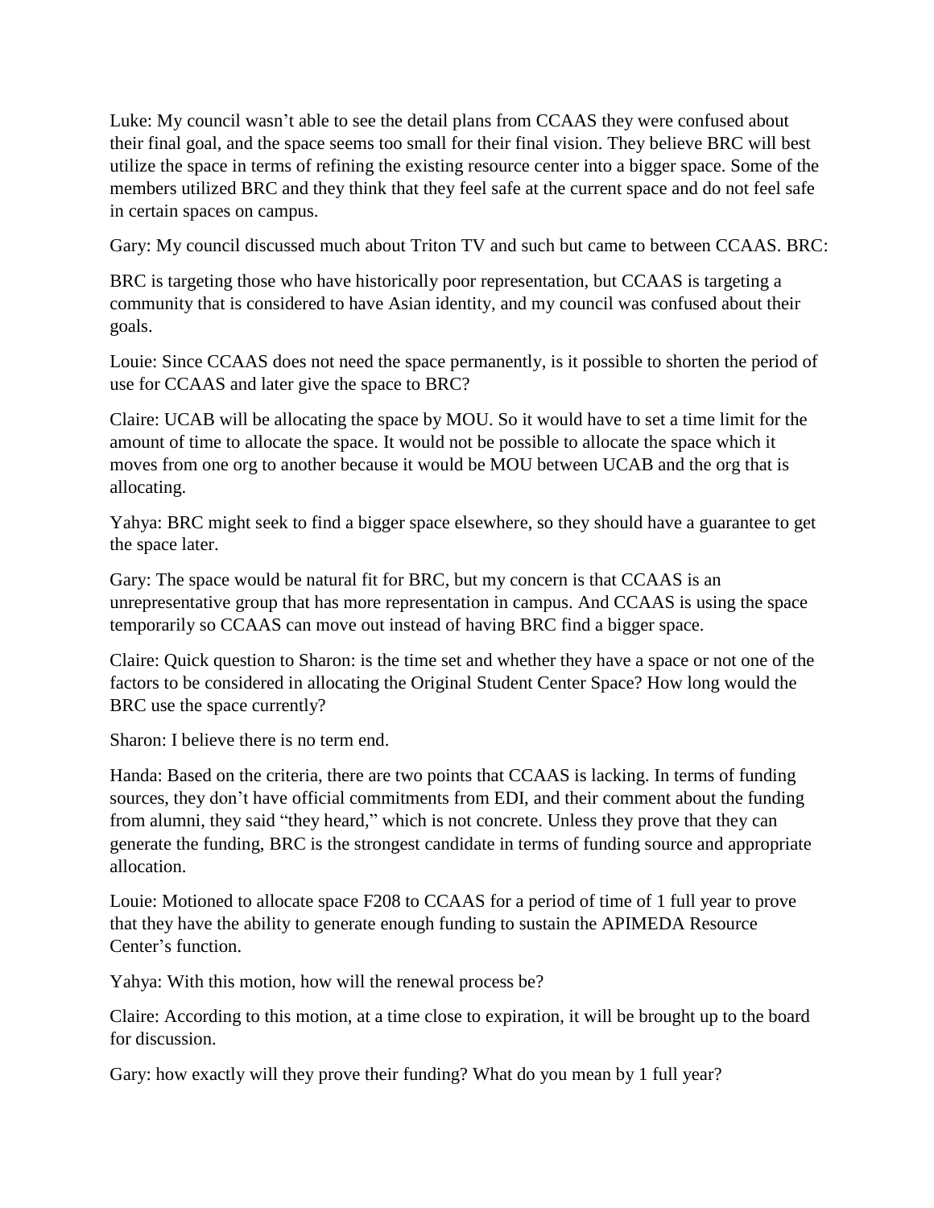Luke: My council wasn't able to see the detail plans from CCAAS they were confused about their final goal, and the space seems too small for their final vision. They believe BRC will best utilize the space in terms of refining the existing resource center into a bigger space. Some of the members utilized BRC and they think that they feel safe at the current space and do not feel safe in certain spaces on campus.

Gary: My council discussed much about Triton TV and such but came to between CCAAS. BRC:

BRC is targeting those who have historically poor representation, but CCAAS is targeting a community that is considered to have Asian identity, and my council was confused about their goals.

Louie: Since CCAAS does not need the space permanently, is it possible to shorten the period of use for CCAAS and later give the space to BRC?

Claire: UCAB will be allocating the space by MOU. So it would have to set a time limit for the amount of time to allocate the space. It would not be possible to allocate the space which it moves from one org to another because it would be MOU between UCAB and the org that is allocating.

Yahya: BRC might seek to find a bigger space elsewhere, so they should have a guarantee to get the space later.

Gary: The space would be natural fit for BRC, but my concern is that CCAAS is an unrepresentative group that has more representation in campus. And CCAAS is using the space temporarily so CCAAS can move out instead of having BRC find a bigger space.

Claire: Quick question to Sharon: is the time set and whether they have a space or not one of the factors to be considered in allocating the Original Student Center Space? How long would the BRC use the space currently?

Sharon: I believe there is no term end.

Handa: Based on the criteria, there are two points that CCAAS is lacking. In terms of funding sources, they don't have official commitments from EDI, and their comment about the funding from alumni, they said "they heard," which is not concrete. Unless they prove that they can generate the funding, BRC is the strongest candidate in terms of funding source and appropriate allocation.

Louie: Motioned to allocate space F208 to CCAAS for a period of time of 1 full year to prove that they have the ability to generate enough funding to sustain the APIMEDA Resource Center's function.

Yahya: With this motion, how will the renewal process be?

Claire: According to this motion, at a time close to expiration, it will be brought up to the board for discussion.

Gary: how exactly will they prove their funding? What do you mean by 1 full year?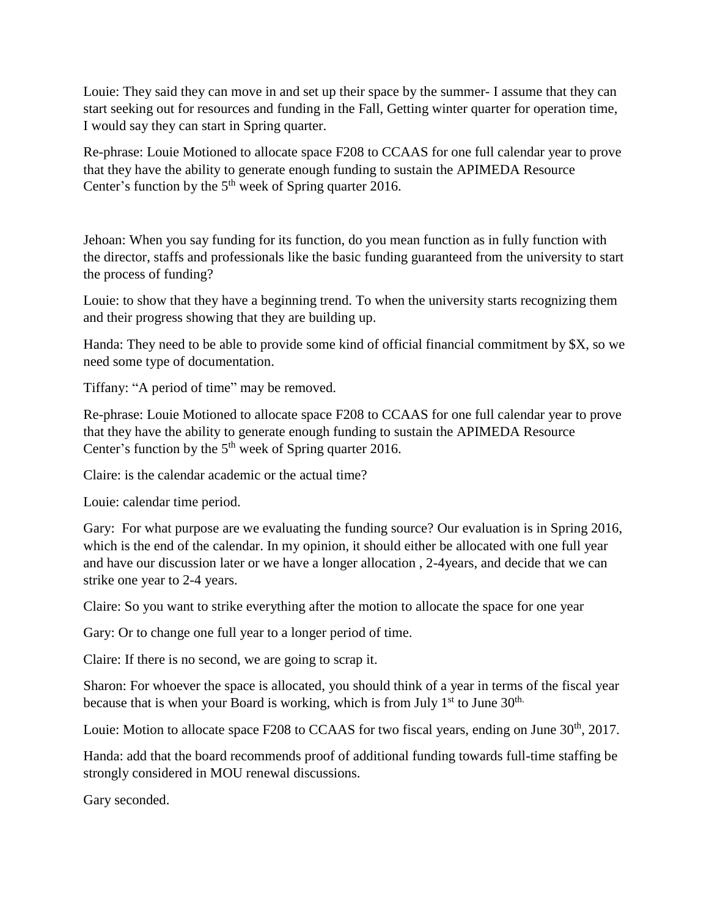Louie: They said they can move in and set up their space by the summer- I assume that they can start seeking out for resources and funding in the Fall, Getting winter quarter for operation time, I would say they can start in Spring quarter.

Re-phrase: Louie Motioned to allocate space F208 to CCAAS for one full calendar year to prove that they have the ability to generate enough funding to sustain the APIMEDA Resource Center's function by the 5th week of Spring quarter 2016.

Jehoan: When you say funding for its function, do you mean function as in fully function with the director, staffs and professionals like the basic funding guaranteed from the university to start the process of funding?

Louie: to show that they have a beginning trend. To when the university starts recognizing them and their progress showing that they are building up.

Handa: They need to be able to provide some kind of official financial commitment by $X, so we need some type of documentation.

Tiffany: "A period of time" may be removed.

Re-phrase: Louie Motioned to allocate space F208 to CCAAS for one full calendar year to prove that they have the ability to generate enough funding to sustain the APIMEDA Resource Center's function by the 5th week of Spring quarter 2016.

Claire: is the calendar academic or the actual time?

Louie: calendar time period.

Gary: For what purpose are we evaluating the funding source? Our evaluation is in Spring 2016, which is the end of the calendar. In my opinion, it should either be allocated with one full year and have our discussion later or we have a longer allocation , 2-4years, and decide that we can strike one year to 2-4 years.

Claire: So you want to strike everything after the motion to allocate the space for one year

Gary: Or to change one full year to a longer period of time.

Claire: If there is no second, we are going to scrap it.

Sharon: For whoever the space is allocated, you should think of a year in terms of the fiscal year because that is when your Board is working, which is from July 1st to June 30th.

Louie: Motion to allocate space F208 to CCAAS for two fiscal years, ending on June 30th, 2017.

Handa: add that the board recommends proof of additional funding towards full-time staffing be strongly considered in MOU renewal discussions.

Gary seconded.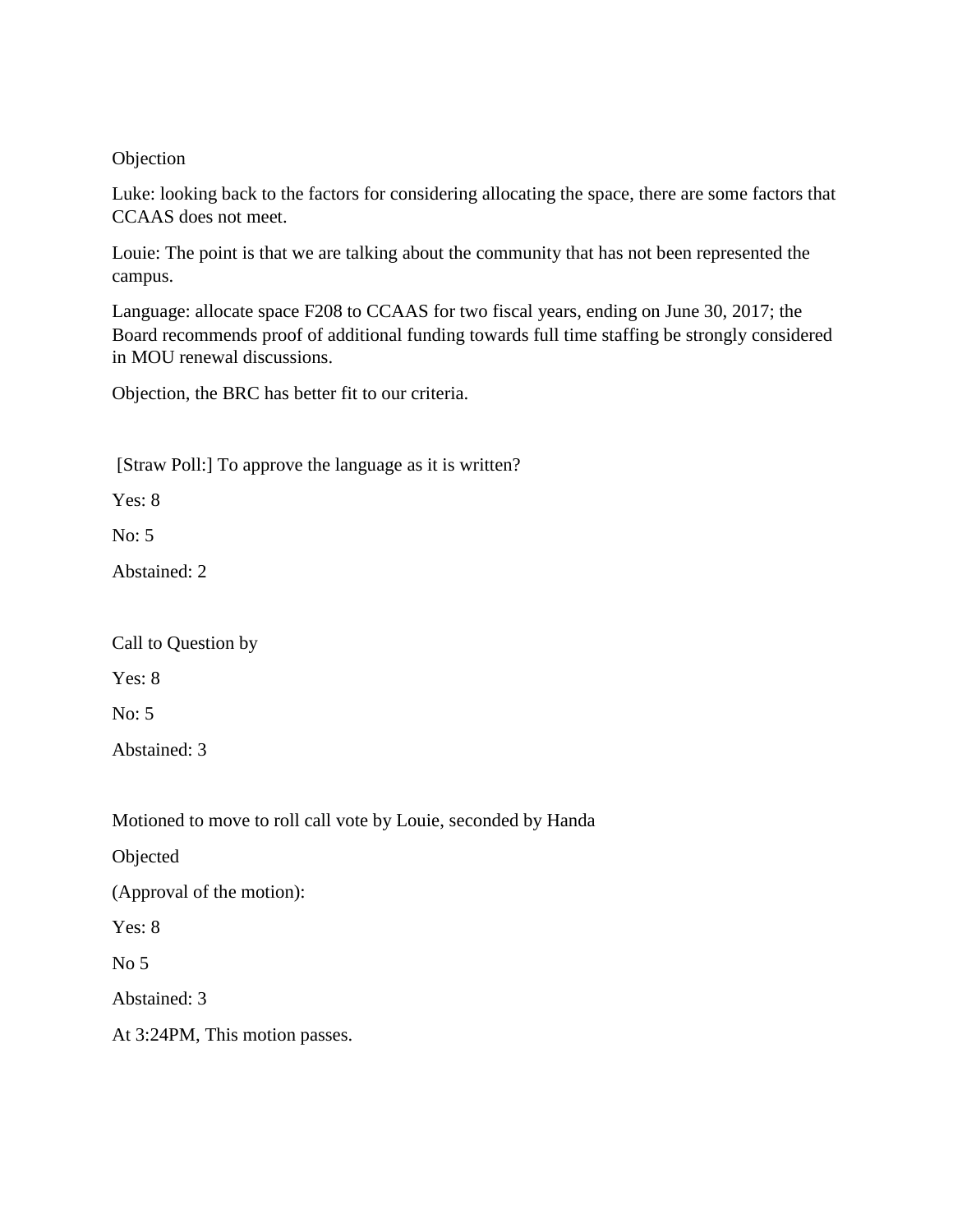Objection

Luke: looking back to the factors for considering allocating the space, there are some factors that CCAAS does not meet.

Louie: The point is that we are talking about the community that has not been represented the campus.

Language: allocate space F208 to CCAAS for two fiscal years, ending on June 30, 2017; the Board recommends proof of additional funding towards full time staffing be strongly considered in MOU renewal discussions.

Objection, the BRC has better fit to our criteria.

[Straw Poll:] To approve the language as it is written?

Yes: 8

No: 5

Abstained: 2

Call to Question by

Yes: 8

No: 5

Abstained: 3

Motioned to move to roll call vote by Louie, seconded by Handa

Objected

(Approval of the motion):

Yes: 8

No 5

Abstained: 3

At 3:24PM, This motion passes.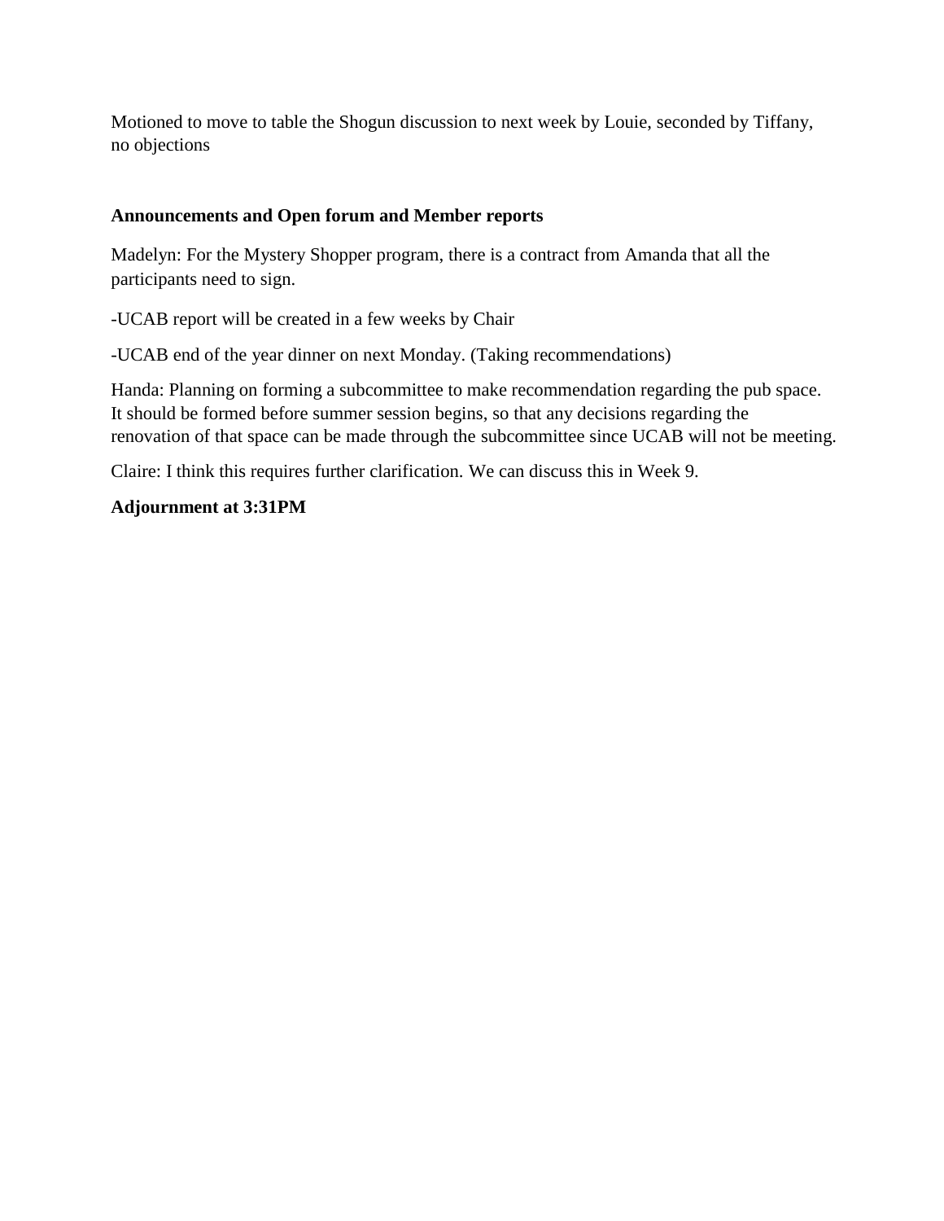Motioned to move to table the Shogun discussion to next week by Louie, seconded by Tiffany, no objections

**Announcements and Open forum and Member reports**

Madelyn: For the Mystery Shopper program, there is a contract from Amanda that all the participants need to sign.

-UCAB report will be created in a few weeks by Chair

-UCAB end of the year dinner on next Monday. (Taking recommendations)

Handa: Planning on forming a subcommittee to make recommendation regarding the pub space. It should be formed before summer session begins, so that any decisions regarding the renovation of that space can be made through the subcommittee since UCAB will not be meeting.

Claire: I think this requires further clarification. We can discuss this in Week 9.

**Adjournment at 3:31PM**